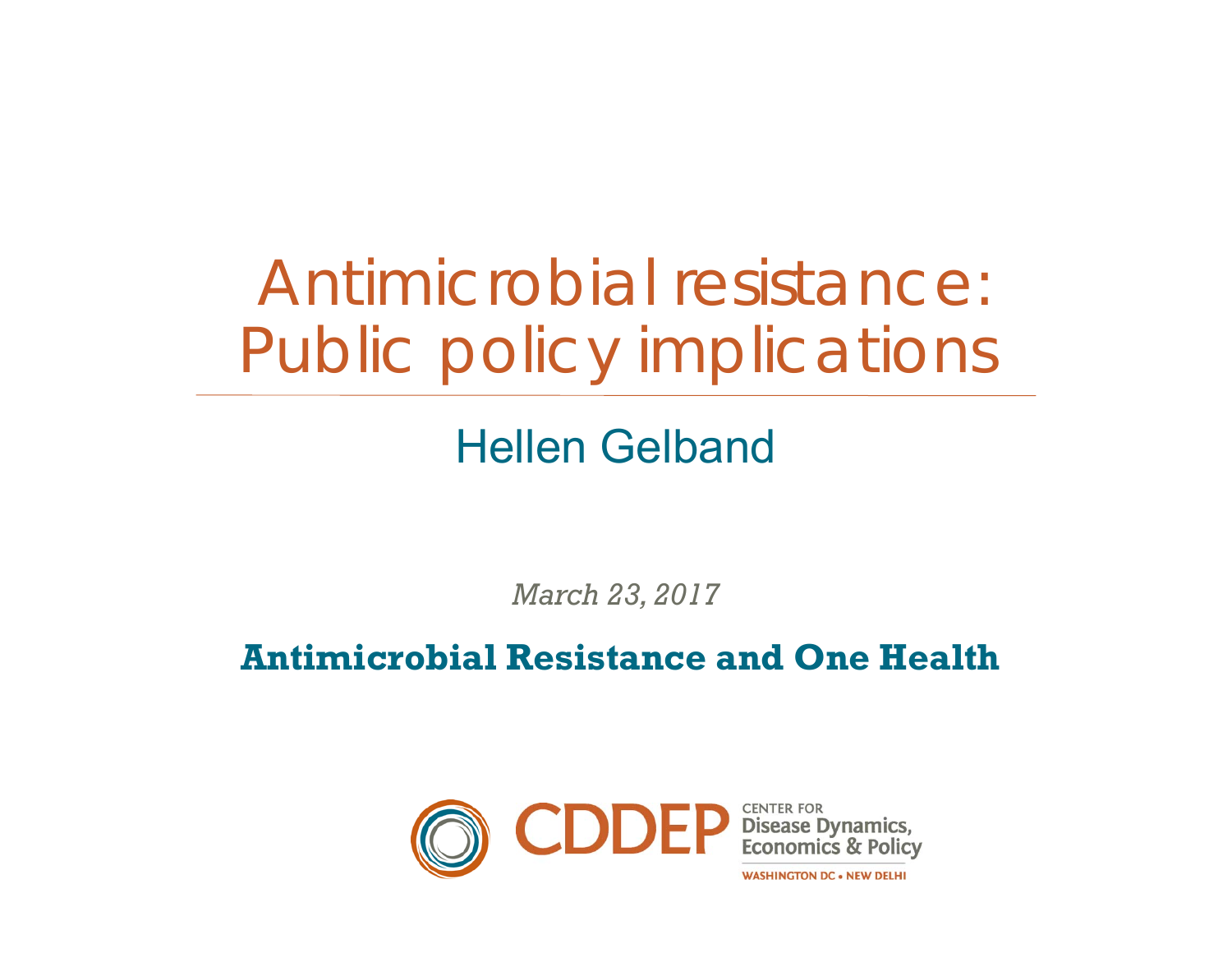# Antimicrobial resistance: Public policy implications

## Hellen Gelband

*March 23, 2017*

**Antimicrobial Resistance and One Health**

CDDEP CENTER FOR Disease Dynamics, Economics & Policy

WASHINGTON DC • NEW DELHI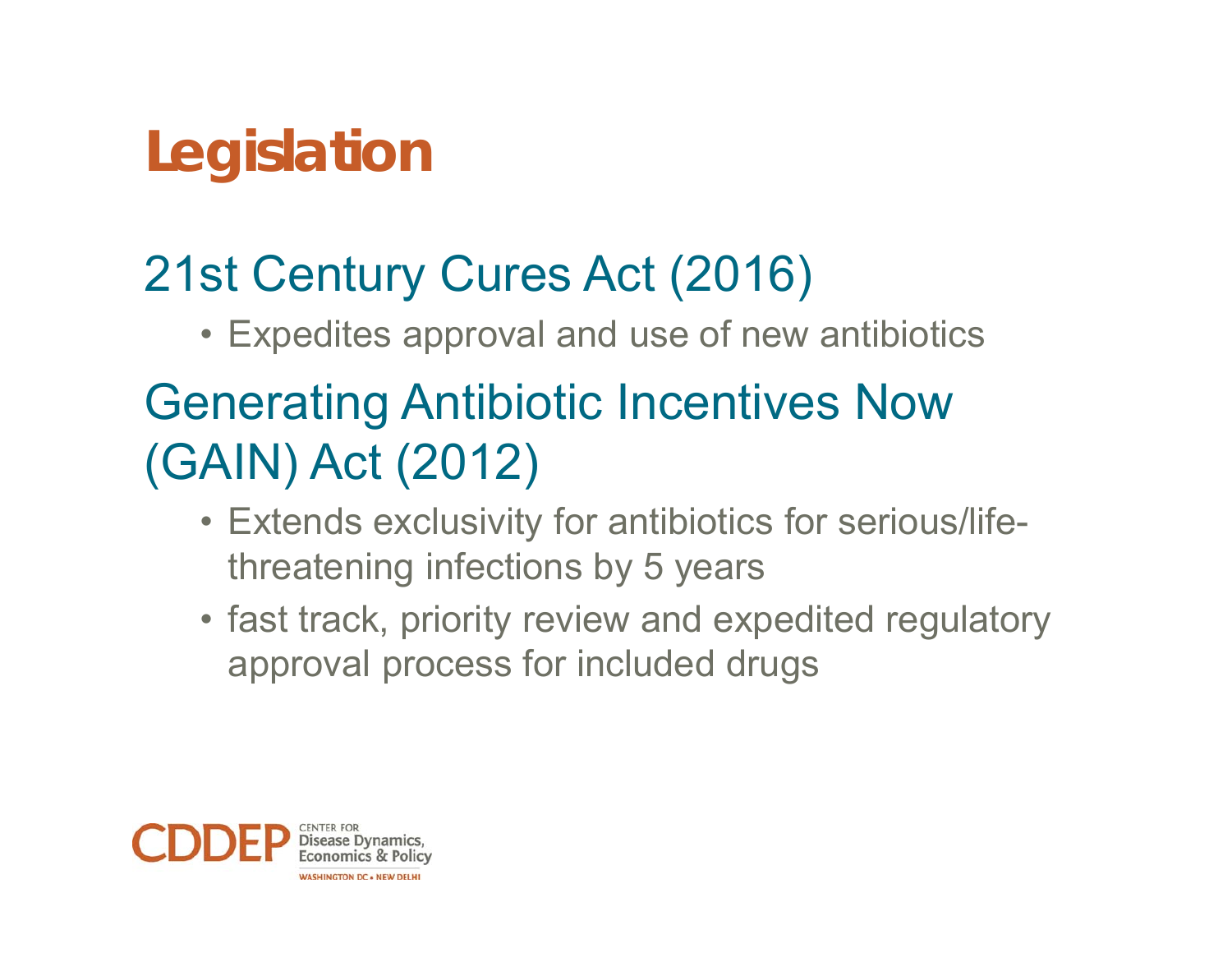# Legislation

## 21st Century Cures Act (2016)

- Expedites approval and use of new antibiotics

## Generating Antibiotic Incentives Now (GAIN) Act (2012)

- Extends exclusivity for antibiotics for serious/life-threatening infections by 5 years
- fast track, priority review and expedited regulatory approval process for included drugs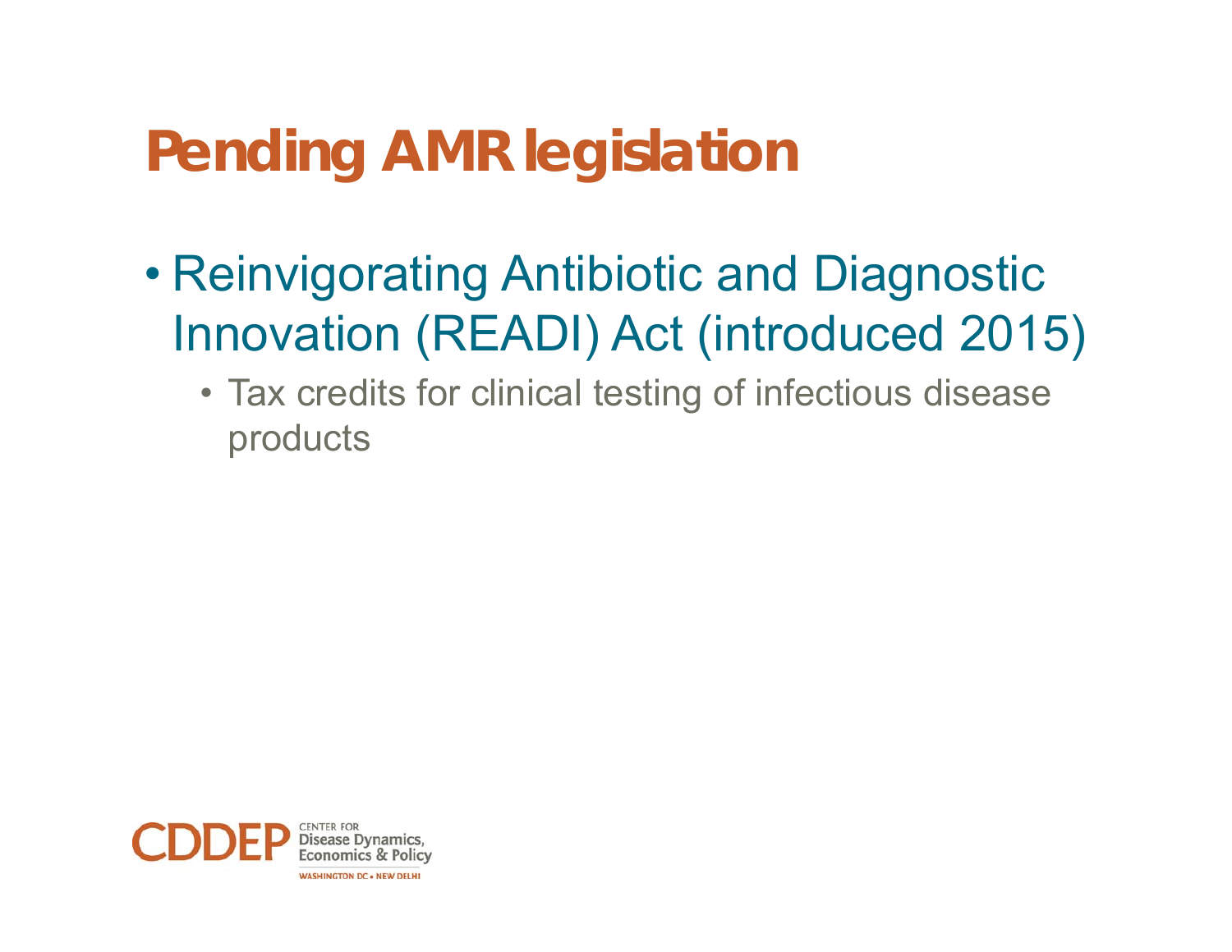# Pending AMR legislation

- Reinvigorating Antibiotic and Diagnostic Innovation (READI) Act (introduced 2015)
  - Tax credits for clinical testing of infectious disease products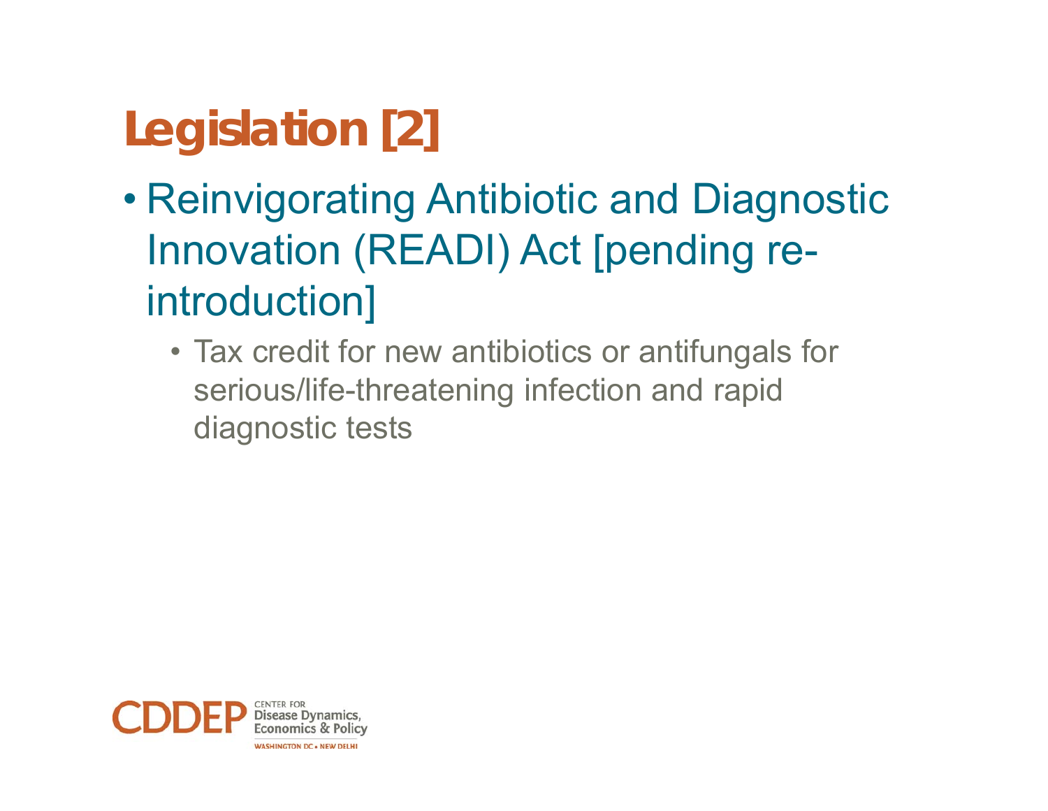# Legislation [2]

- Reinvigorating Antibiotic and Diagnostic Innovation (READI) Act [pending re-introduction]
  - Tax credit for new antibiotics or antifungals for serious/life-threatening infection and rapid diagnostic tests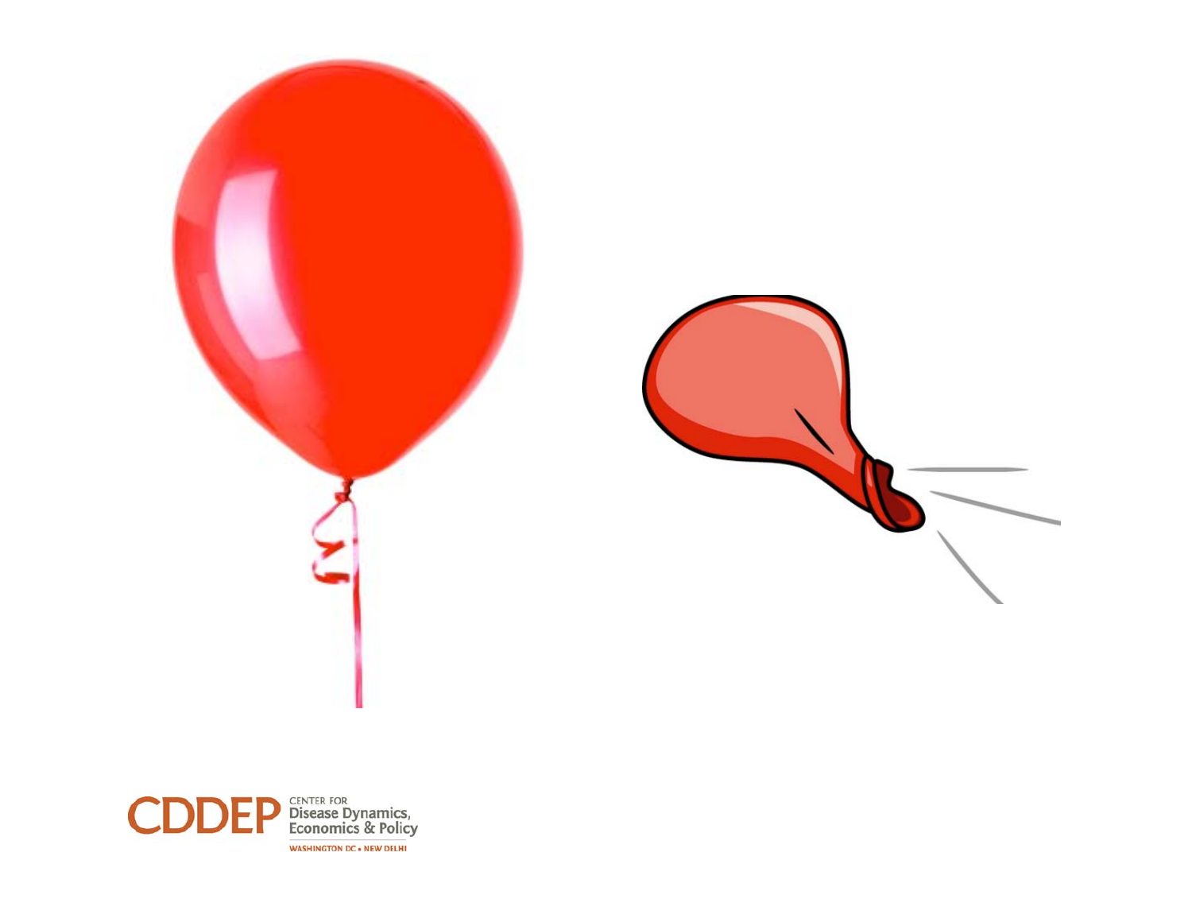CDDEP CENTER FOR Disease Dynamics, Economics & Policy

WASHINGTON DC • NEW DELHI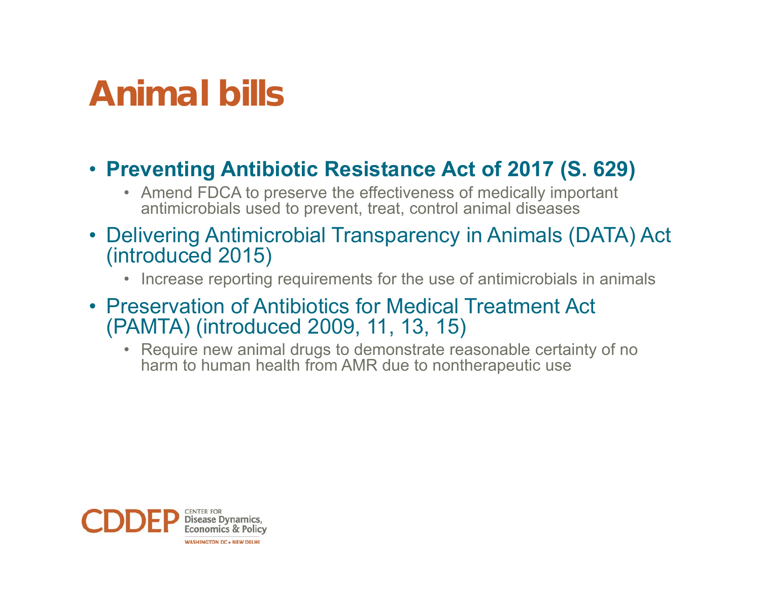# Animal bills

- **Preventing Antibiotic Resistance Act of 2017 (S. 629)**
  - Amend FDCA to preserve the effectiveness of medically important antimicrobials used to prevent, treat, control animal diseases
- Delivering Antimicrobial Transparency in Animals (DATA) Act (introduced 2015)
  - Increase reporting requirements for the use of antimicrobials in animals
- Preservation of Antibiotics for Medical Treatment Act (PAMTA) (introduced 2009, 11, 13, 15)
  - Require new animal drugs to demonstrate reasonable certainty of no harm to human health from AMR due to nontherapeutic use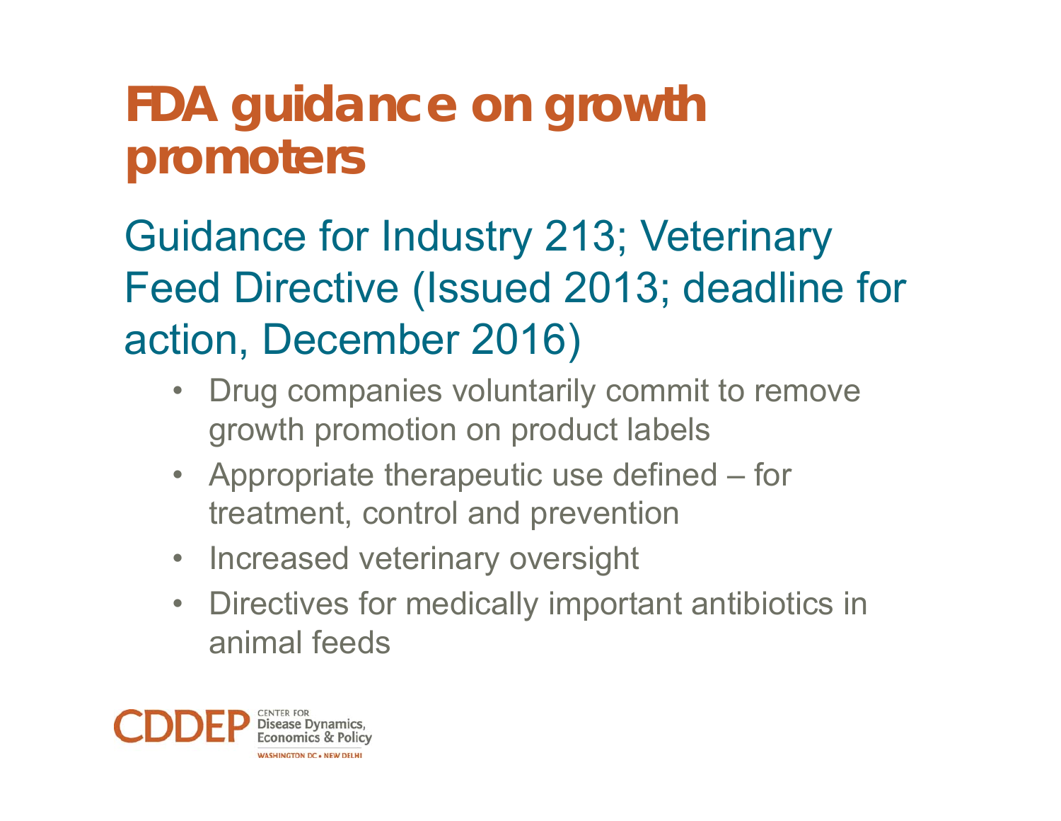# FDA guidance on growth promoters

## Guidance for Industry 213; Veterinary Feed Directive (Issued 2013; deadline for action, December 2016)

- Drug companies voluntarily commit to remove growth promotion on product labels
- Appropriate therapeutic use defined – for treatment, control and prevention
- Increased veterinary oversight
- Directives for medically important antibiotics in animal feeds

CDDEP CENTER FOR Disease Dynamics, Economics & Policy
WASHINGTON DC • NEW DELHI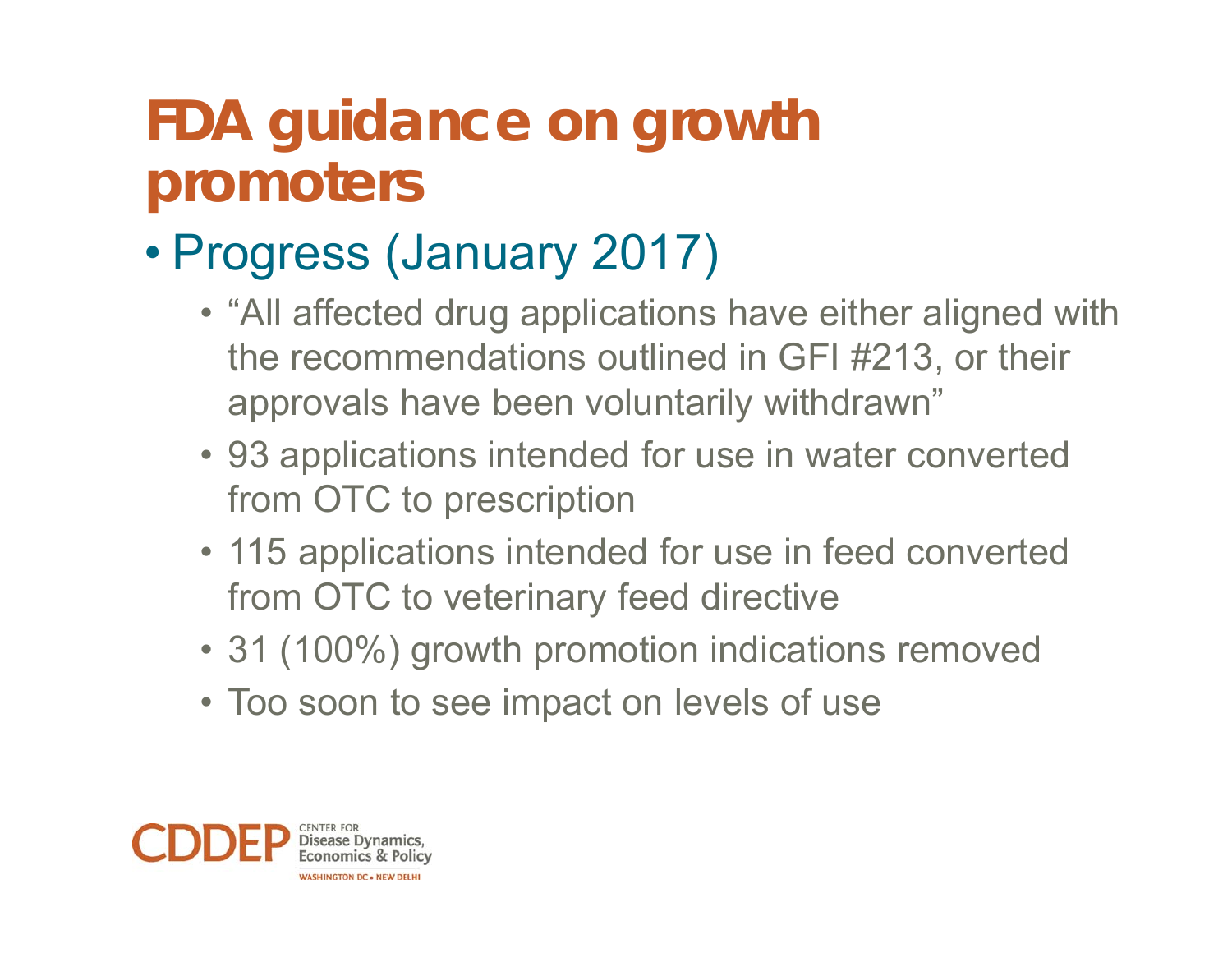# FDA guidance on growth promoters

- Progress (January 2017)
  - "All affected drug applications have either aligned with the recommendations outlined in GFI #213, or their approvals have been voluntarily withdrawn"
  - 93 applications intended for use in water converted from OTC to prescription
  - 115 applications intended for use in feed converted from OTC to veterinary feed directive
  - 31 (100%) growth promotion indications removed
  - Too soon to see impact on levels of use

CDDEP Center for Disease Dynamics, Economics & Policy
WASHINGTON DC • NEW DELHI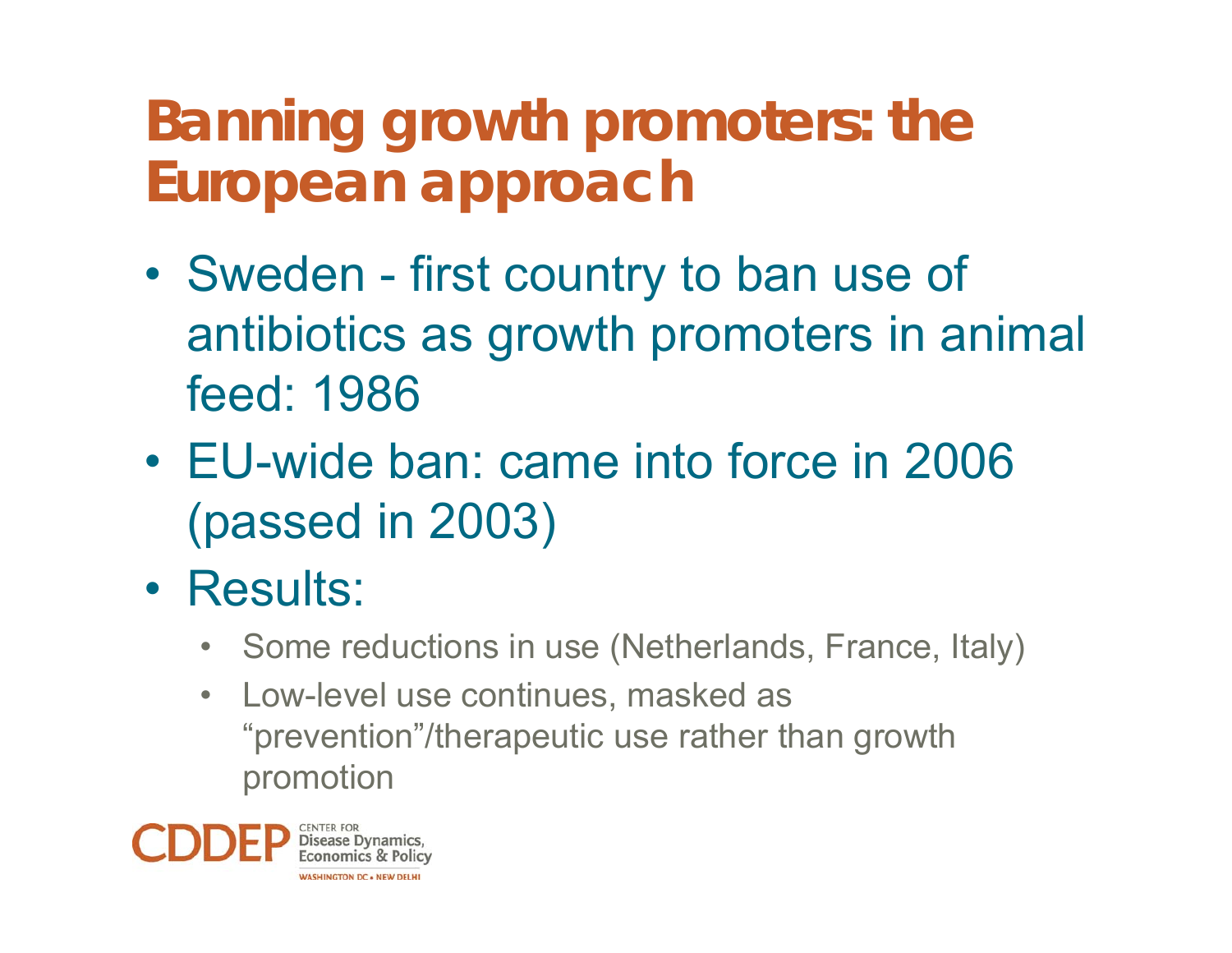# Banning growth promoters: the European approach

- Sweden - first country to ban use of antibiotics as growth promoters in animal feed: 1986
- EU-wide ban: came into force in 2006 (passed in 2003)
- Results:
  - Some reductions in use (Netherlands, France, Italy)
  - Low-level use continues, masked as "prevention"/therapeutic use rather than growth promotion

CDDEP CENTER FOR Disease Dynamics, Economics & Policy WASHINGTON DC • NEW DELHI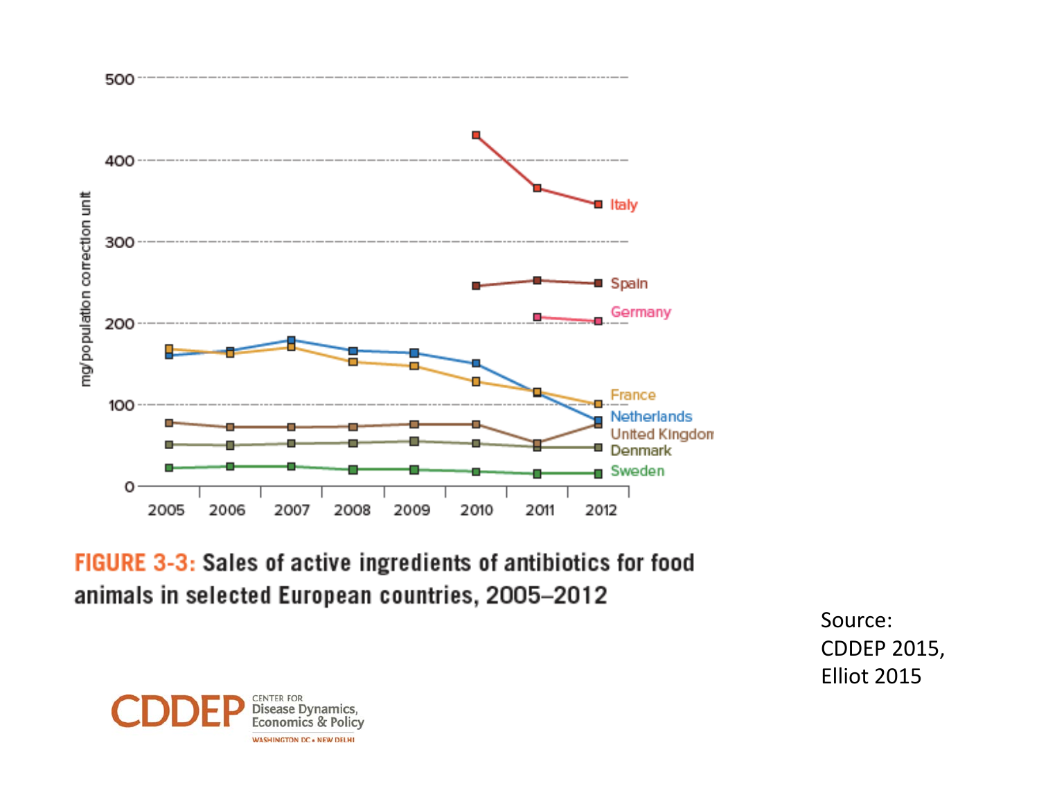**FIGURE 3-3:** Sales of active ingredients of antibiotics for food animals in selected European countries, 2005–2012

Source: CDDEP 2015, Elliot 2015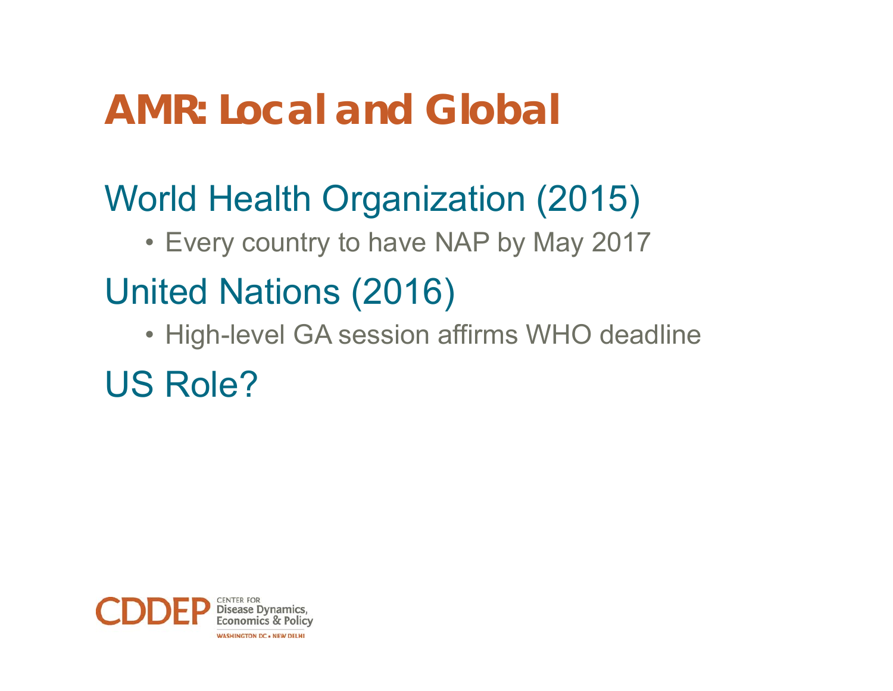# AMR: Local and Global

## World Health Organization (2015)

- Every country to have NAP by May 2017

## United Nations (2016)

- High-level GA session affirms WHO deadline

## US Role?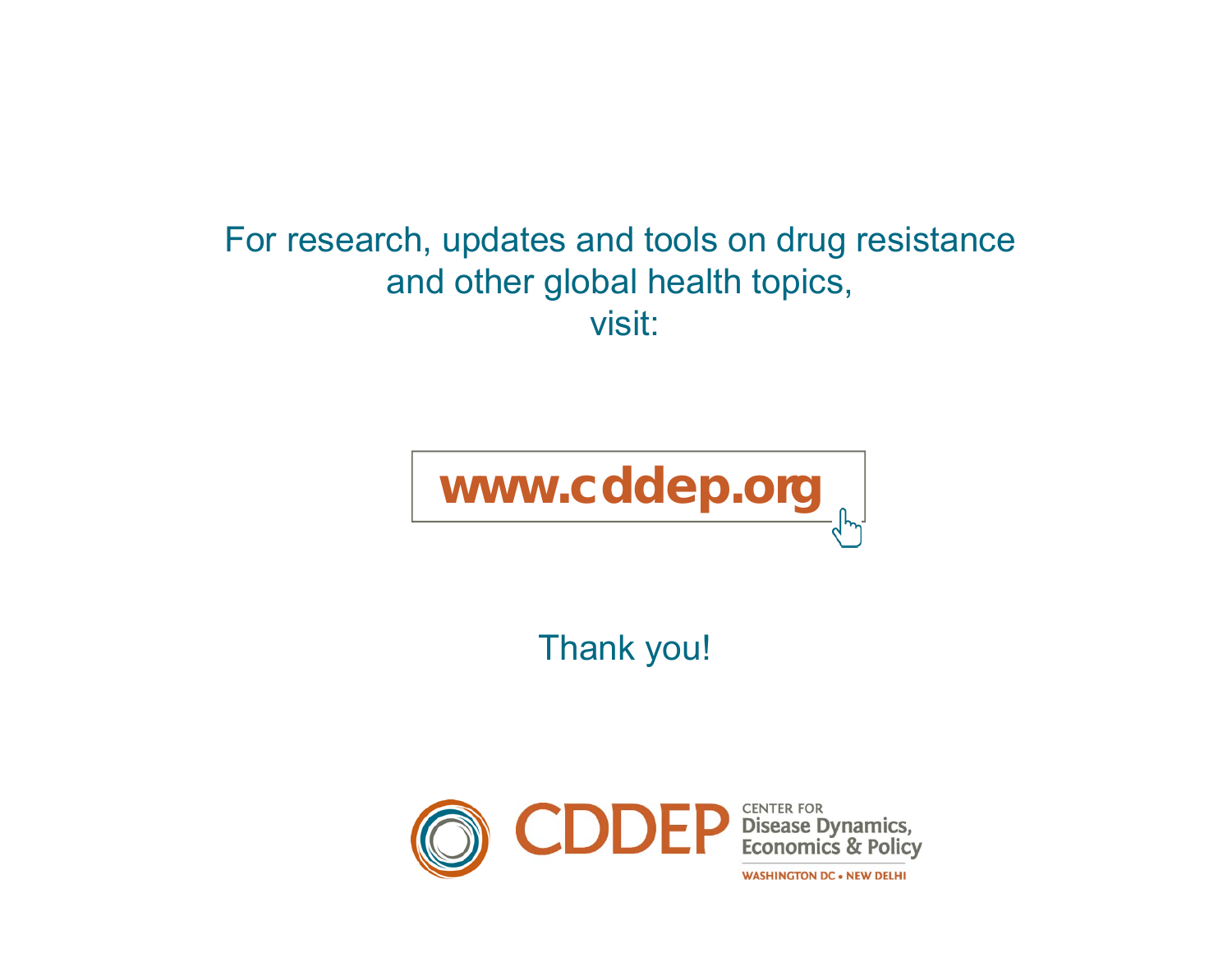For research, updates and tools on drug resistance and other global health topics, visit:

**www.cddep.org**

Thank you!

CDDEP CENTER FOR Disease Dynamics, Economics & Policy

WASHINGTON DC • NEW DELHI